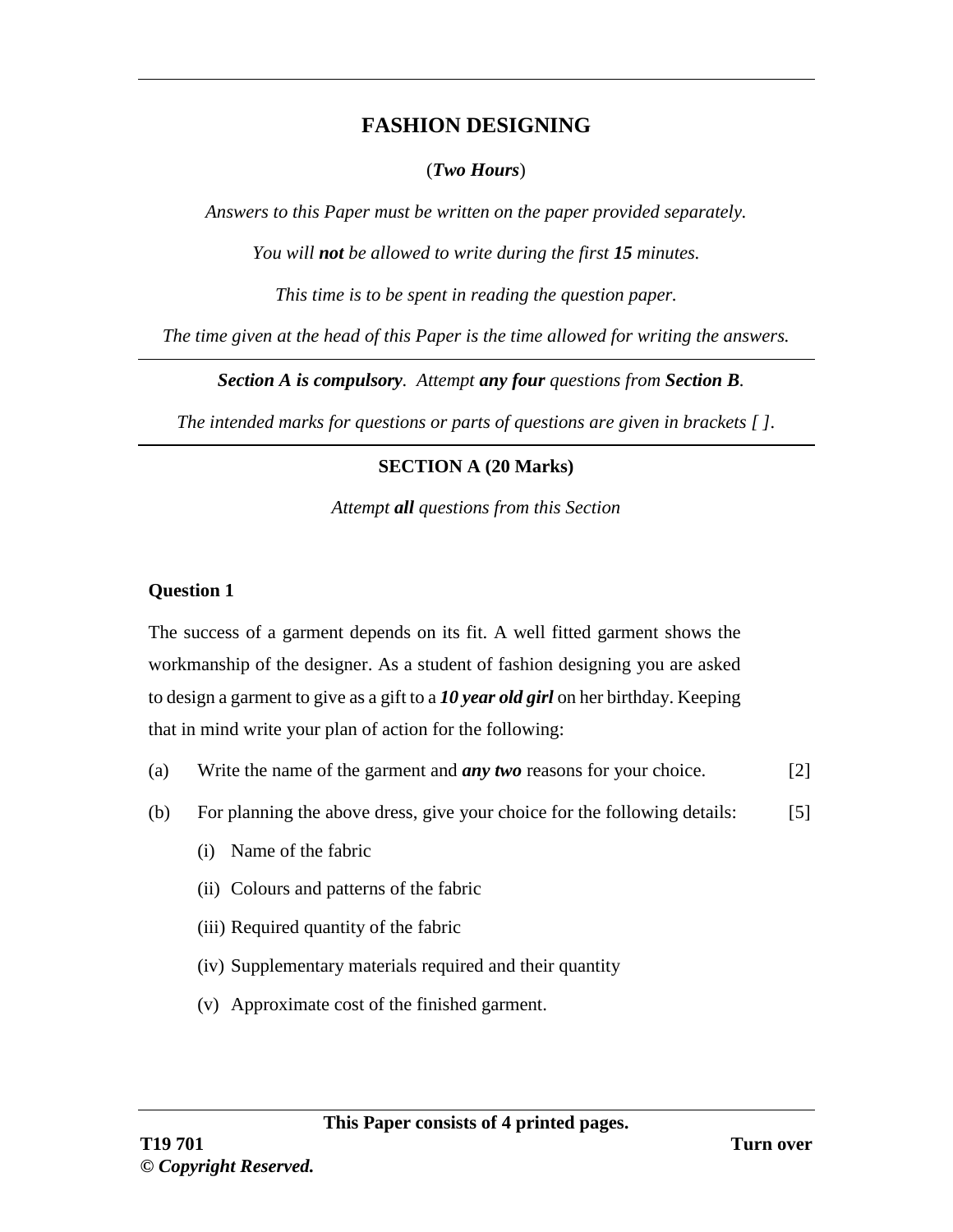# FASHION DESIGNING

(*Two Hours*)

*Answers to this Paper must be written on the paper provided separately.*

*You will **not** be allowed to write during the first **15** minutes.*

*This time is to be spent in reading the question paper.*

*The time given at the head of this Paper is the time allowed for writing the answers.*

---

***Section A is compulsory**. Attempt **any four** questions from **Section B**.*

*The intended marks for questions or parts of questions are given in brackets [ ].*

---

## SECTION A (20 Marks)

*Attempt **all** questions from this Section*

**Question 1**

The success of a garment depends on its fit. A well fitted garment shows the workmanship of the designer. As a student of fashion designing you are asked to design a garment to give as a gift to a ***10 year old girl*** on her birthday. Keeping that in mind write your plan of action for the following:

(a) Write the name of the garment and ***any two*** reasons for your choice. [2]

(b) For planning the above dress, give your choice for the following details: [5]

(i) Name of the fabric

(ii) Colours and patterns of the fabric

(iii) Required quantity of the fabric

(iv) Supplementary materials required and their quantity

(v) Approximate cost of the finished garment.

**This Paper consists of 4 printed pages.**

**T19 701**

**© *Copyright Reserved.***

**Turn over**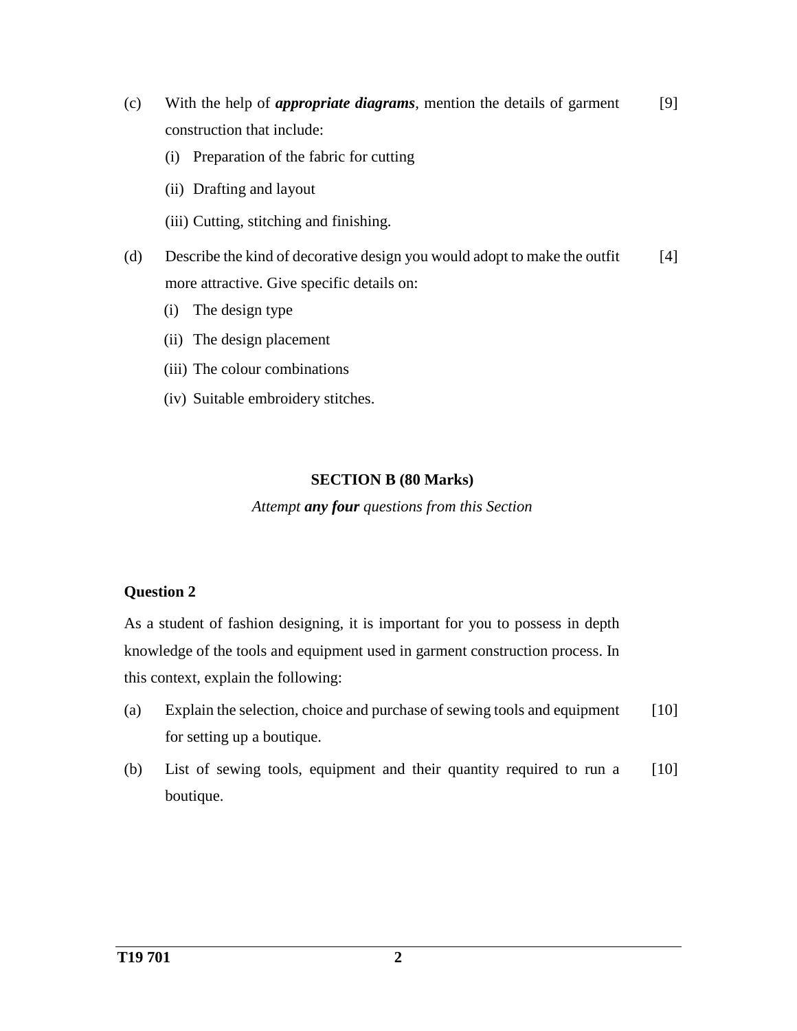(c) With the help of ***appropriate diagrams***, mention the details of garment construction that include: [9]

(i) Preparation of the fabric for cutting

(ii) Drafting and layout

(iii) Cutting, stitching and finishing.

(d) Describe the kind of decorative design you would adopt to make the outfit more attractive. Give specific details on: [4]

(i) The design type

(ii) The design placement

(iii) The colour combinations

(iv) Suitable embroidery stitches.

## SECTION B (80 Marks)

*Attempt **any four** questions from this Section*

### Question 2

As a student of fashion designing, it is important for you to possess in depth knowledge of the tools and equipment used in garment construction process. In this context, explain the following:

(a) Explain the selection, choice and purchase of sewing tools and equipment for setting up a boutique. [10]

(b) List of sewing tools, equipment and their quantity required to run a boutique. [10]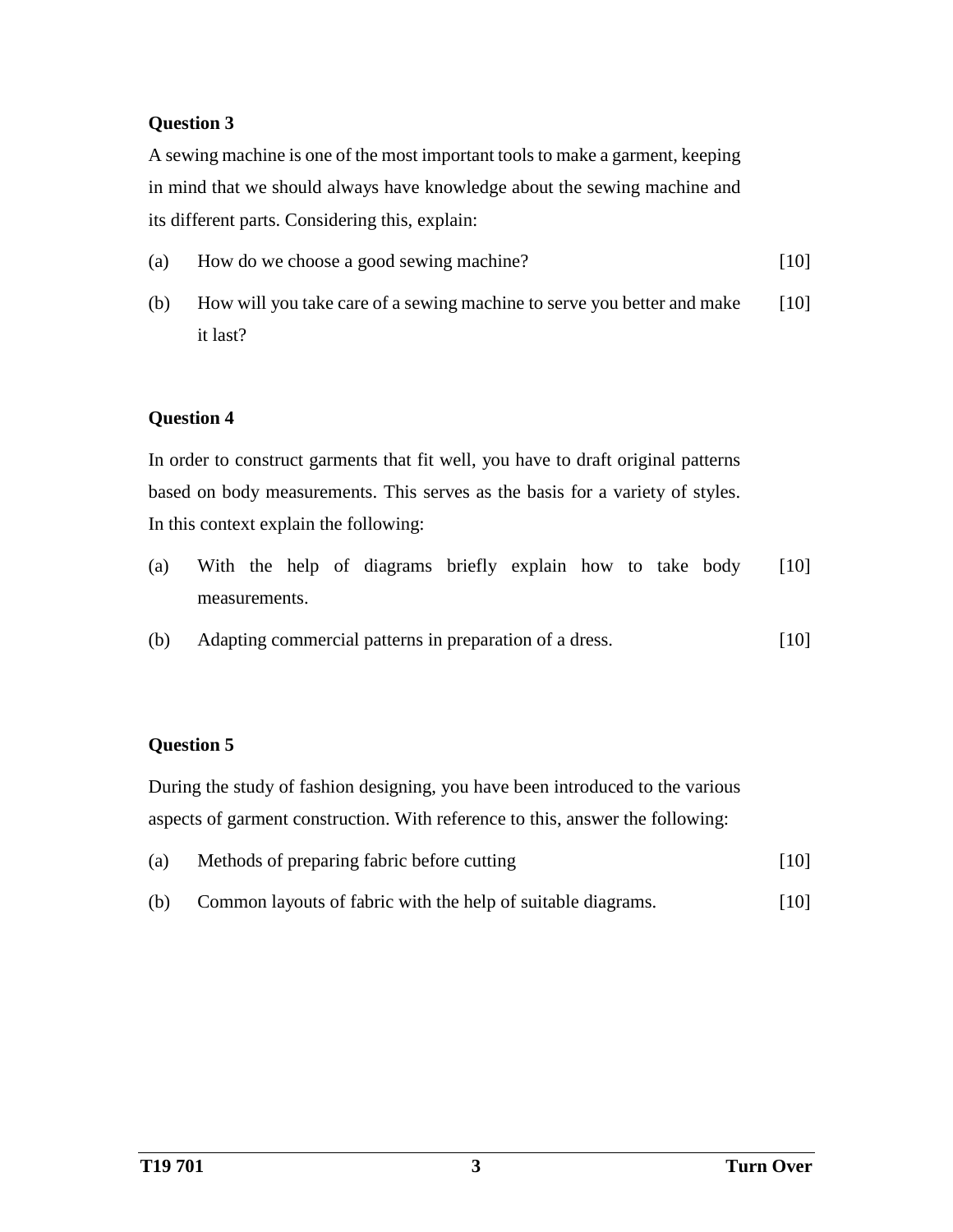**Question 3**

A sewing machine is one of the most important tools to make a garment, keeping in mind that we should always have knowledge about the sewing machine and its different parts. Considering this, explain:

(a) How do we choose a good sewing machine? [10]

(b) How will you take care of a sewing machine to serve you better and make it last? [10]

**Question 4**

In order to construct garments that fit well, you have to draft original patterns based on body measurements. This serves as the basis for a variety of styles. In this context explain the following:

(a) With the help of diagrams briefly explain how to take body measurements. [10]

(b) Adapting commercial patterns in preparation of a dress. [10]

**Question 5**

During the study of fashion designing, you have been introduced to the various aspects of garment construction. With reference to this, answer the following:

(a) Methods of preparing fabric before cutting [10]

(b) Common layouts of fabric with the help of suitable diagrams. [10]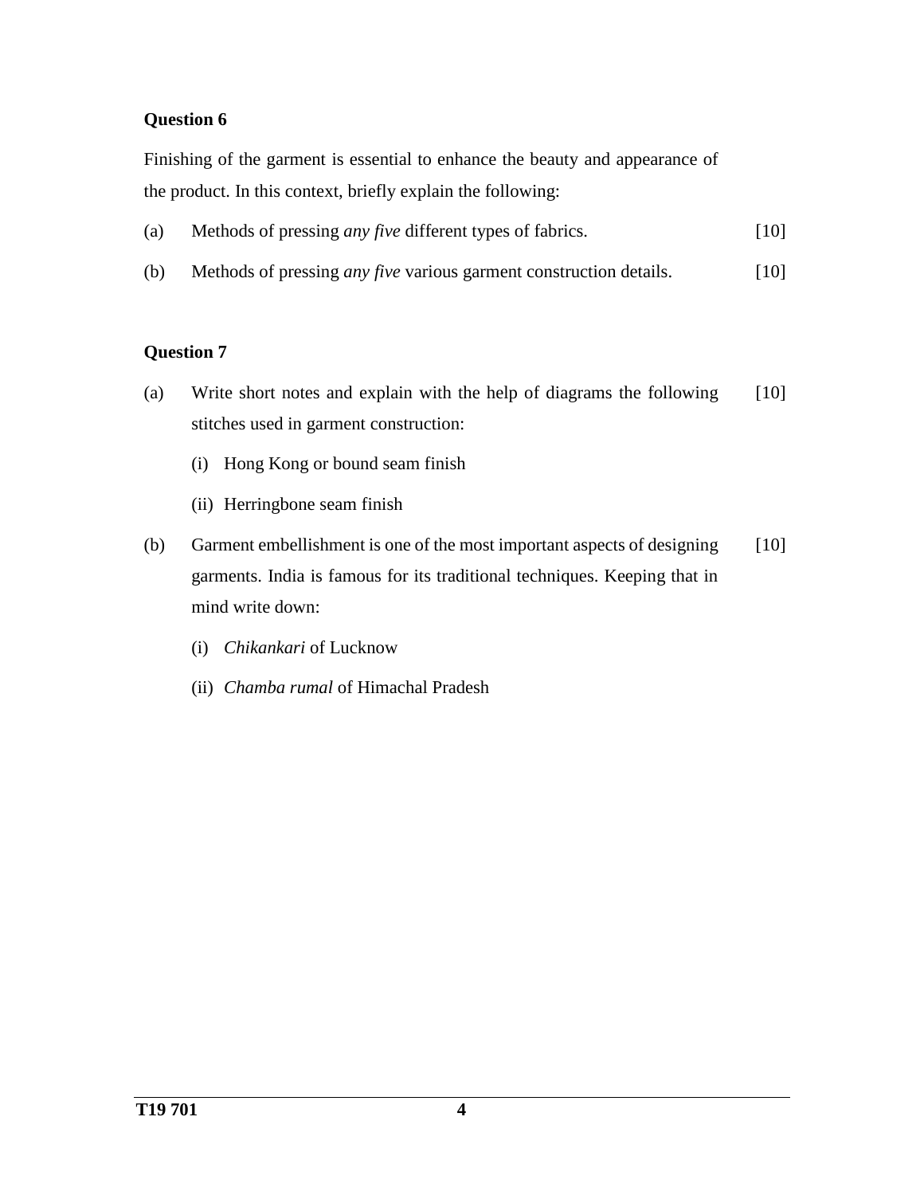**Question 6**

Finishing of the garment is essential to enhance the beauty and appearance of the product. In this context, briefly explain the following:

(a) Methods of pressing *any five* different types of fabrics. [10]

(b) Methods of pressing *any five* various garment construction details. [10]

**Question 7**

(a) Write short notes and explain with the help of diagrams the following stitches used in garment construction: [10]

(i) Hong Kong or bound seam finish

(ii) Herringbone seam finish

(b) Garment embellishment is one of the most important aspects of designing garments. India is famous for its traditional techniques. Keeping that in mind write down: [10]

(i) *Chikankari* of Lucknow

(ii) *Chamba rumal* of Himachal Pradesh